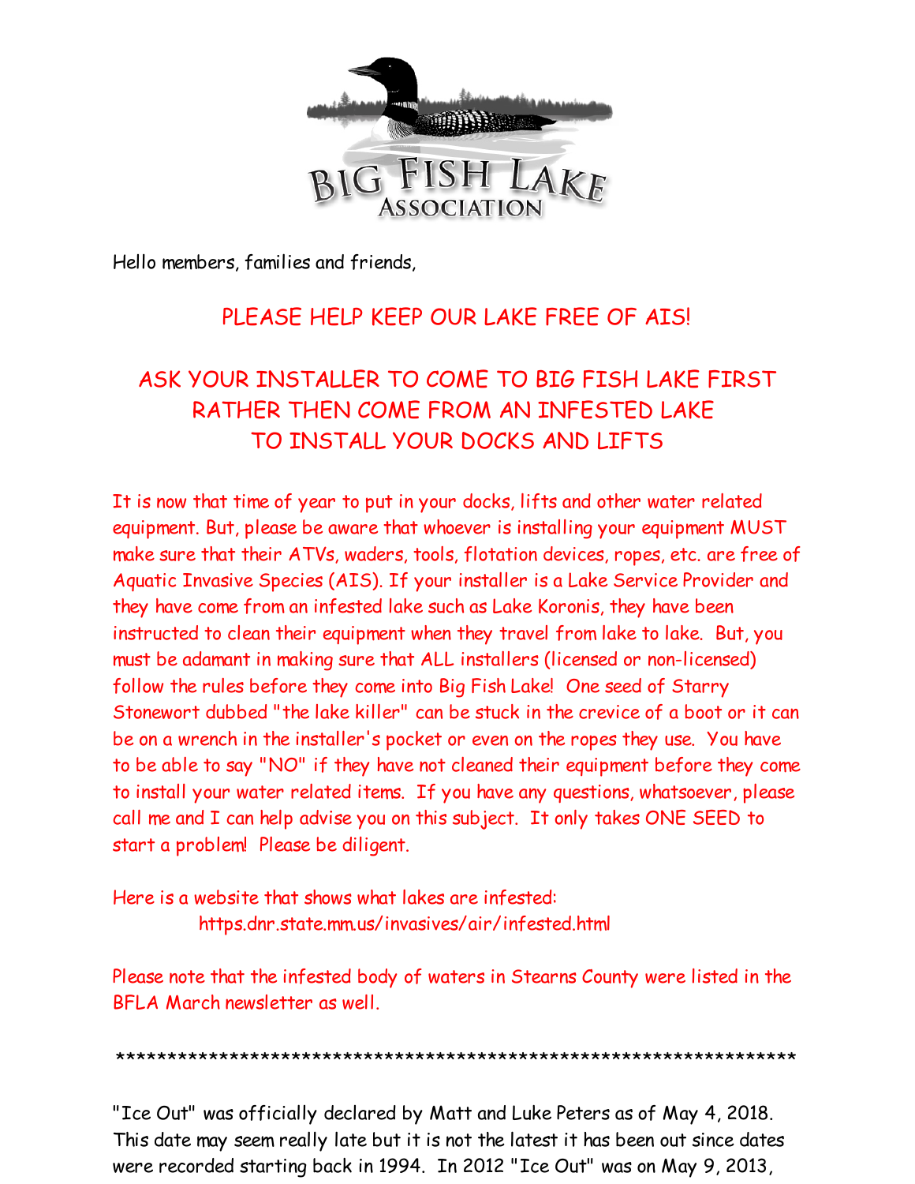BIG FISH LAKE ASSOCIATION

Hello members, families and friends,

## PLEASE HELP KEEP OUR LAKE FREE OF AIS!

## ASK YOUR INSTALLER TO COME TO BIG FISH LAKE FIRST RATHER THEN COME FROM AN INFESTED LAKE TO INSTALL YOUR DOCKS AND LIFTS

It is now that time of year to put in your docks, lifts and other water related equipment. But, please be aware that whoever is installing your equipment MUST make sure that their ATVs, waders, tools, flotation devices, ropes, etc. are free of Aquatic Invasive Species (AIS). If your installer is a Lake Service Provider and they have come from an infested lake such as Lake Koronis, they have been instructed to clean their equipment when they travel from lake to lake. But, you must be adamant in making sure that ALL installers (licensed or non-licensed) follow the rules before they come into Big Fish Lake! One seed of Starry Stonewort dubbed "the lake killer" can be stuck in the crevice of a boot or it can be on a wrench in the installer's pocket or even on the ropes they use. You have to be able to say "NO" if they have not cleaned their equipment before they come to install your water related items. If you have any questions, whatsoever, please call me and I can help advise you on this subject. It only takes ONE SEED to start a problem! Please be diligent.

Here is a website that shows what lakes are infested:
https.dnr.state.mn.us/invasives/air/infested.html

Please note that the infested body of waters in Stearns County were listed in the BFLA March newsletter as well.

*******************************************************************

"Ice Out" was officially declared by Matt and Luke Peters as of May 4, 2018. This date may seem really late but it is not the latest it has been out since dates were recorded starting back in 1994. In 2012 "Ice Out" was on May 9, 2013,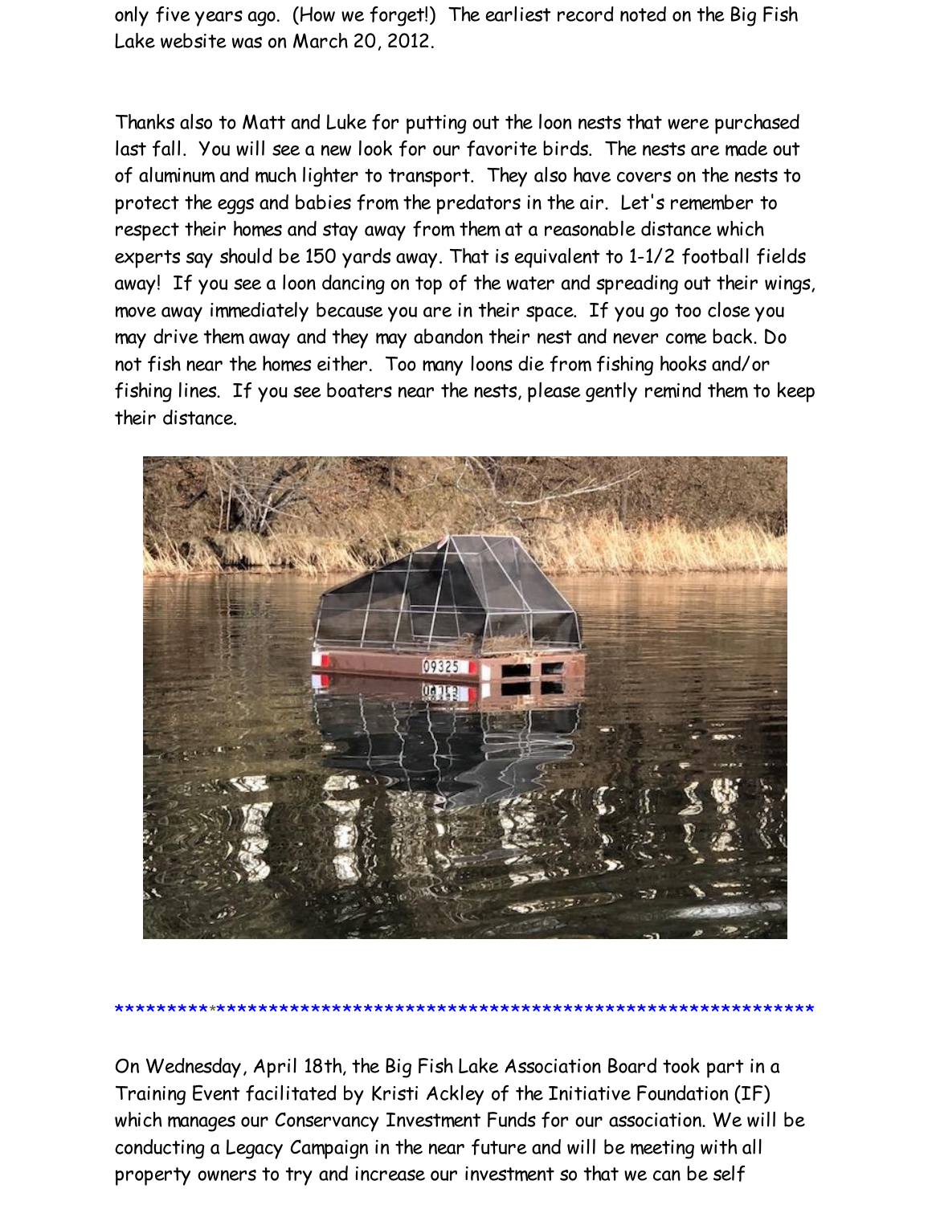only five years ago. (How we forget!) The earliest record noted on the Big Fish Lake website was on March 20, 2012.

Thanks also to Matt and Luke for putting out the loon nests that were purchased last fall. You will see a new look for our favorite birds. The nests are made out of aluminum and much lighter to transport. They also have covers on the nests to protect the eggs and babies from the predators in the air. Let's remember to respect their homes and stay away from them at a reasonable distance which experts say should be 150 yards away. That is equivalent to 1-1/2 football fields away! If you see a loon dancing on top of the water and spreading out their wings, move away immediately because you are in their space. If you go too close you may drive them away and they may abandon their nest and never come back. Do not fish near the homes either. Too many loons die from fishing hooks and/or fishing lines. If you see boaters near the nests, please gently remind them to keep their distance.

******************************************************************

On Wednesday, April 18th, the Big Fish Lake Association Board took part in a Training Event facilitated by Kristi Ackley of the Initiative Foundation (IF) which manages our Conservancy Investment Funds for our association. We will be conducting a Legacy Campaign in the near future and will be meeting with all property owners to try and increase our investment so that we can be self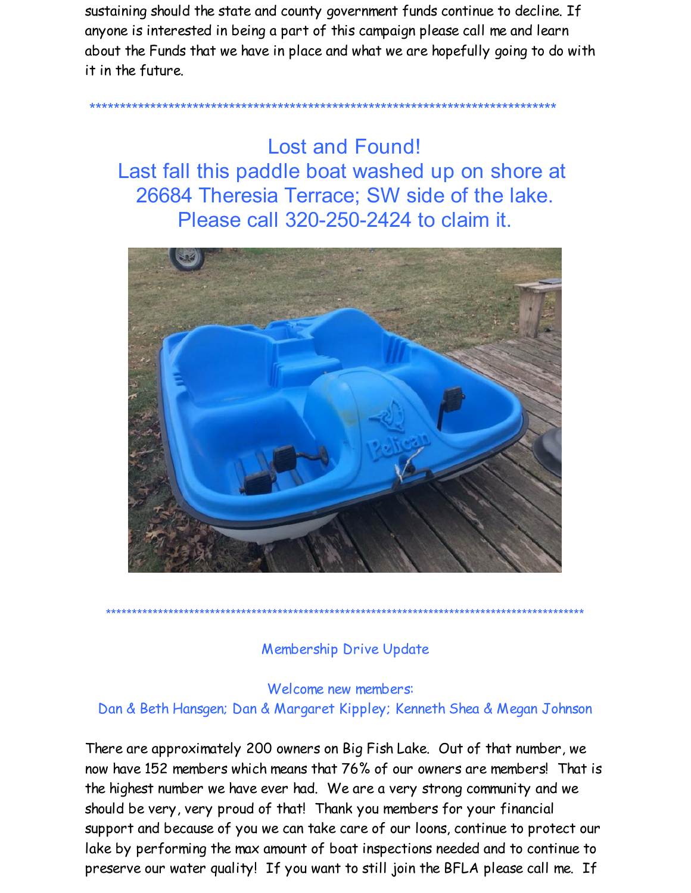sustaining should the state and county government funds continue to decline. If anyone is interested in being a part of this campaign please call me and learn about the Funds that we have in place and what we are hopefully going to do with it in the future.

*********************************************************************************

## Lost and Found!

## Last fall this paddle boat washed up on shore at 26684 Theresia Terrace; SW side of the lake. Please call 320-250-2424 to claim it.

*********************************************************************************

### Membership Drive Update

Welcome new members:
Dan & Beth Hansgen; Dan & Margaret Kippley; Kenneth Shea & Megan Johnson

There are approximately 200 owners on Big Fish Lake. Out of that number, we now have 152 members which means that 76% of our owners are members! That is the highest number we have ever had. We are a very strong community and we should be very, very proud of that! Thank you members for your financial support and because of you we can take care of our loons, continue to protect our lake by performing the max amount of boat inspections needed and to continue to preserve our water quality! If you want to still join the BFLA please call me. If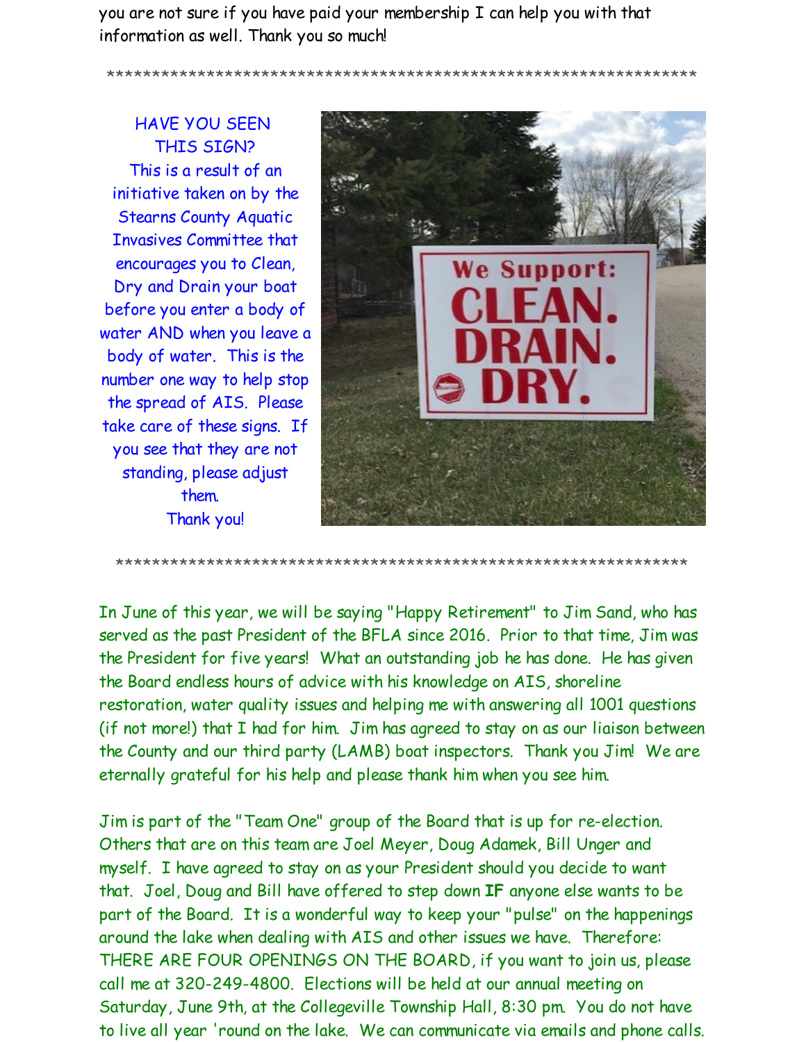you are not sure if you have paid your membership I can help you with that information as well. Thank you so much!

*****************************************************************

HAVE YOU SEEN THIS SIGN?

This is a result of an initiative taken on by the Stearns County Aquatic Invasives Committee that encourages you to Clean, Dry and Drain your boat before you enter a body of water AND when you leave a body of water. This is the number one way to help stop the spread of AIS. Please take care of these signs. If you see that they are not standing, please adjust them.

Thank you!

*****************************************************************

In June of this year, we will be saying "Happy Retirement" to Jim Sand, who has served as the past President of the BFLA since 2016. Prior to that time, Jim was the President for five years! What an outstanding job he has done. He has given the Board endless hours of advice with his knowledge on AIS, shoreline restoration, water quality issues and helping me with answering all 1001 questions (if not more!) that I had for him. Jim has agreed to stay on as our liaison between the County and our third party (LAMB) boat inspectors. Thank you Jim! We are eternally grateful for his help and please thank him when you see him.

Jim is part of the "Team One" group of the Board that is up for re-election. Others that are on this team are Joel Meyer, Doug Adamek, Bill Unger and myself. I have agreed to stay on as your President should you decide to want that. Joel, Doug and Bill have offered to step down **IF** anyone else wants to be part of the Board. It is a wonderful way to keep your "pulse" on the happenings around the lake when dealing with AIS and other issues we have. Therefore: THERE ARE FOUR OPENINGS ON THE BOARD, if you want to join us, please call me at 320-249-4800. Elections will be held at our annual meeting on Saturday, June 9th, at the Collegeville Township Hall, 8:30 pm. You do not have to live all year 'round on the lake. We can communicate via emails and phone calls.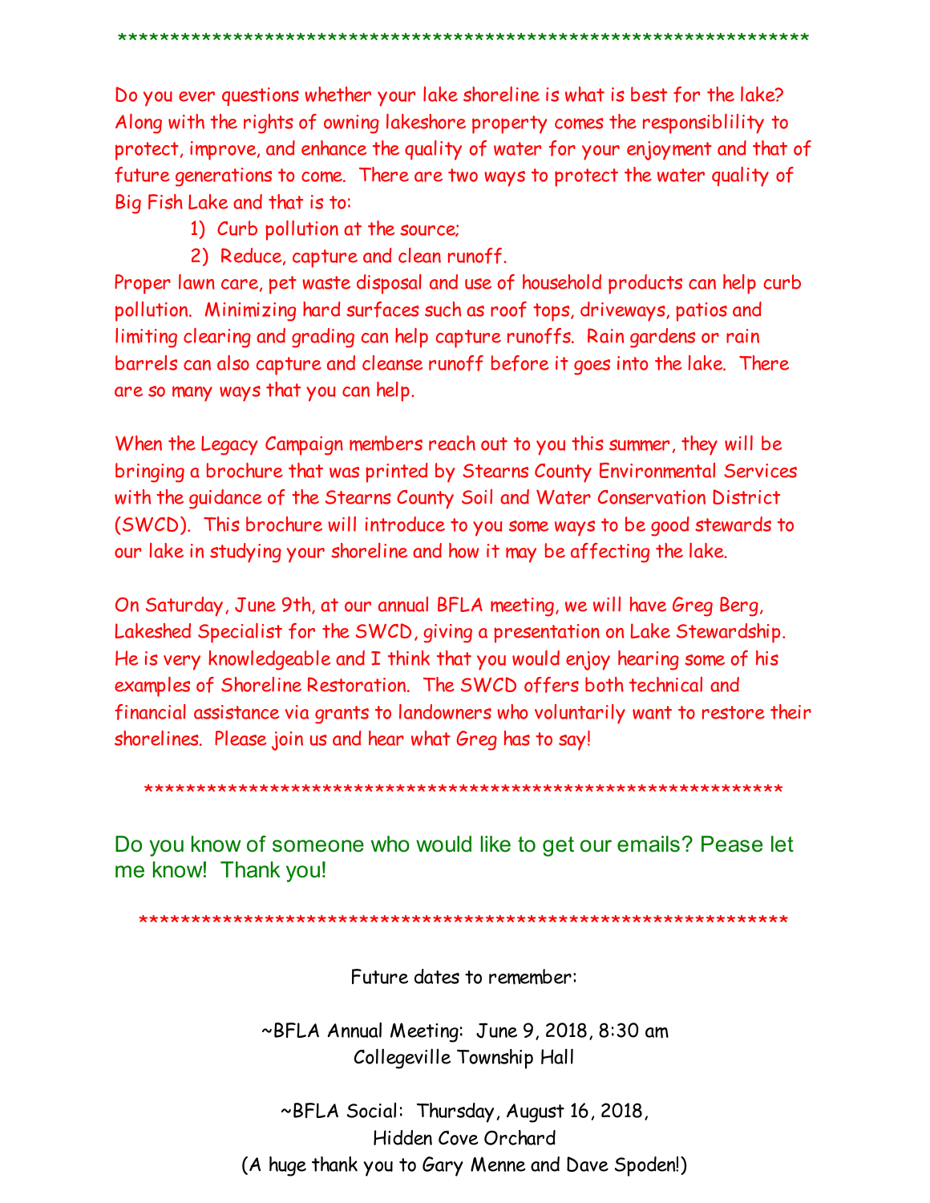*******************************************************************

Do you ever questions whether your lake shoreline is what is best for the lake? Along with the rights of owning lakeshore property comes the responsiblility to protect, improve, and enhance the quality of water for your enjoyment and that of future generations to come. There are two ways to protect the water quality of Big Fish Lake and that is to:

1) Curb pollution at the source;
2) Reduce, capture and clean runoff.

Proper lawn care, pet waste disposal and use of household products can help curb pollution. Minimizing hard surfaces such as roof tops, driveways, patios and limiting clearing and grading can help capture runoffs. Rain gardens or rain barrels can also capture and cleanse runoff before it goes into the lake. There are so many ways that you can help.

When the Legacy Campaign members reach out to you this summer, they will be bringing a brochure that was printed by Stearns County Environmental Services with the guidance of the Stearns County Soil and Water Conservation District (SWCD). This brochure will introduce to you some ways to be good stewards to our lake in studying your shoreline and how it may be affecting the lake.

On Saturday, June 9th, at our annual BFLA meeting, we will have Greg Berg, Lakeshed Specialist for the SWCD, giving a presentation on Lake Stewardship. He is very knowledgeable and I think that you would enjoy hearing some of his examples of Shoreline Restoration. The SWCD offers both technical and financial assistance via grants to landowners who voluntarily want to restore their shorelines. Please join us and hear what Greg has to say!

*************************************************************

Do you know of someone who would like to get our emails? Pease let me know! Thank you!

*************************************************************

Future dates to remember:

~BFLA Annual Meeting: June 9, 2018, 8:30 am
Collegeville Township Hall

~BFLA Social: Thursday, August 16, 2018,
Hidden Cove Orchard
(A huge thank you to Gary Menne and Dave Spoden!)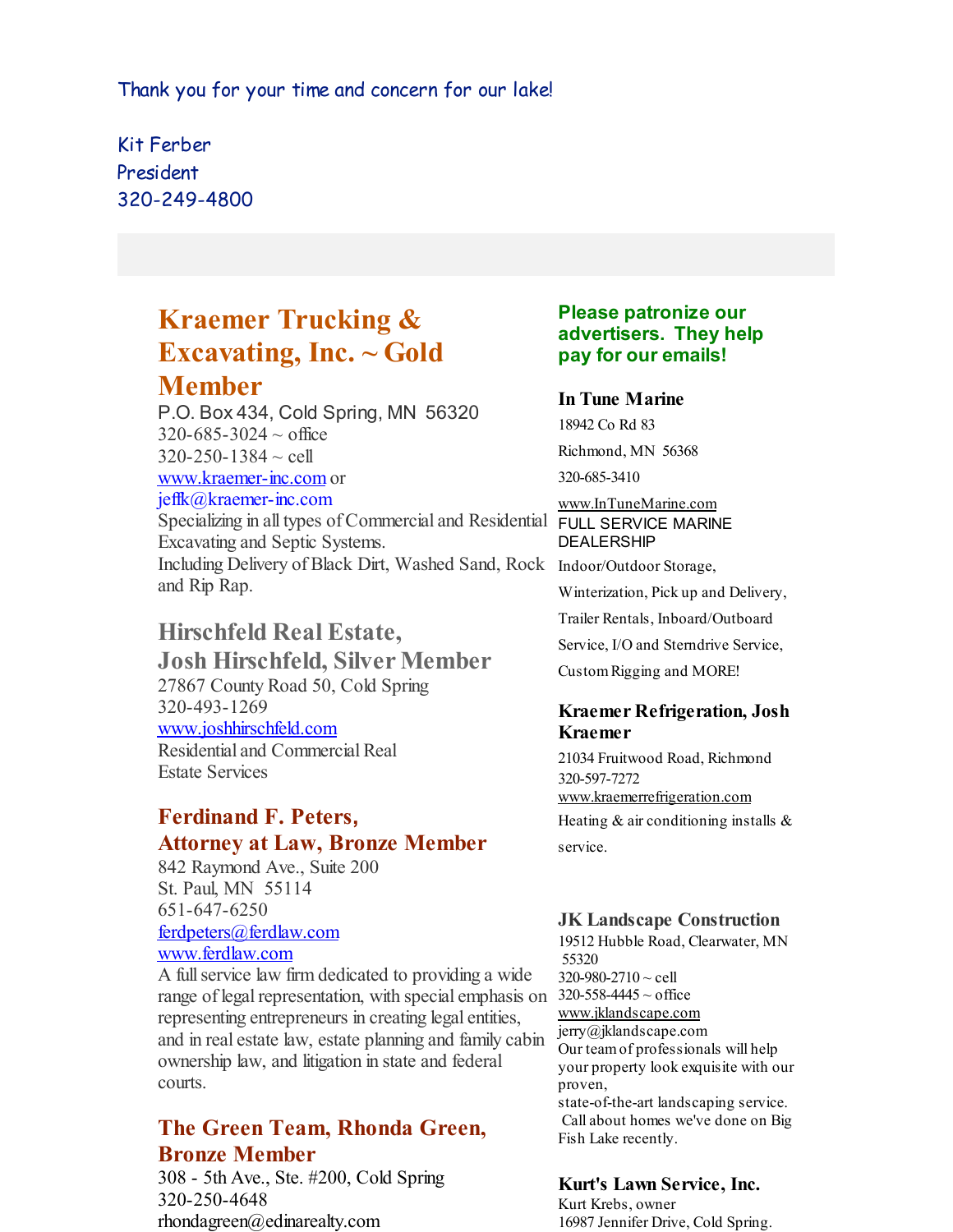Thank you for your time and concern for our lake!

Kit Ferber
President
320-249-4800

## Kraemer Trucking & Excavating, Inc. ~ Gold Member

P.O. Box 434, Cold Spring, MN 56320
320-685-3024 ~ office
320-250-1384 ~ cell
www.kraemer-inc.com or
jeffk@kraemer-inc.com
Specializing in all types of Commercial and Residential Excavating and Septic Systems.
Including Delivery of Black Dirt, Washed Sand, Rock and Rip Rap.

## Hirschfeld Real Estate, Josh Hirschfeld, Silver Member

27867 County Road 50, Cold Spring
320-493-1269
www.joshhirschfeld.com
Residential and Commercial Real Estate Services

### Ferdinand F. Peters, Attorney at Law, Bronze Member

842 Raymond Ave., Suite 200
St. Paul, MN 55114
651-647-6250
ferdpeters@ferdlaw.com
www.ferdlaw.com
A full service law firm dedicated to providing a wide range of legal representation, with special emphasis on representing entrepreneurs in creating legal entities, and in real estate law, estate planning and family cabin ownership law, and litigation in state and federal courts.

### The Green Team, Rhonda Green, Bronze Member

308 - 5th Ave., Ste. #200, Cold Spring
320-250-4648
rhondagreen@edinarealty.com

**Please patronize our advertisers. They help pay for our emails!**

**In Tune Marine**
18942 Co Rd 83
Richmond, MN 56368
320-685-3410
www.InTuneMarine.com
FULL SERVICE MARINE DEALERSHIP
Indoor/Outdoor Storage, Winterization, Pick up and Delivery, Trailer Rentals, Inboard/Outboard Service, I/O and Sterndrive Service, Custom Rigging and MORE!

**Kraemer Refrigeration, Josh Kraemer**
21034 Fruitwood Road, Richmond
320-597-7272
www.kraemerrefrigeration.com
Heating & air conditioning installs & service.

**JK Landscape Construction**
19512 Hubble Road, Clearwater, MN 55320
320-980-2710 ~ cell
320-558-4445 ~ office
www.jklandscape.com
jerry@jklandscape.com
Our team of professionals will help your property look exquisite with our proven, state-of-the-art landscaping service. Call about homes we've done on Big Fish Lake recently.

**Kurt's Lawn Service, Inc.**
Kurt Krebs, owner
16987 Jennifer Drive, Cold Spring.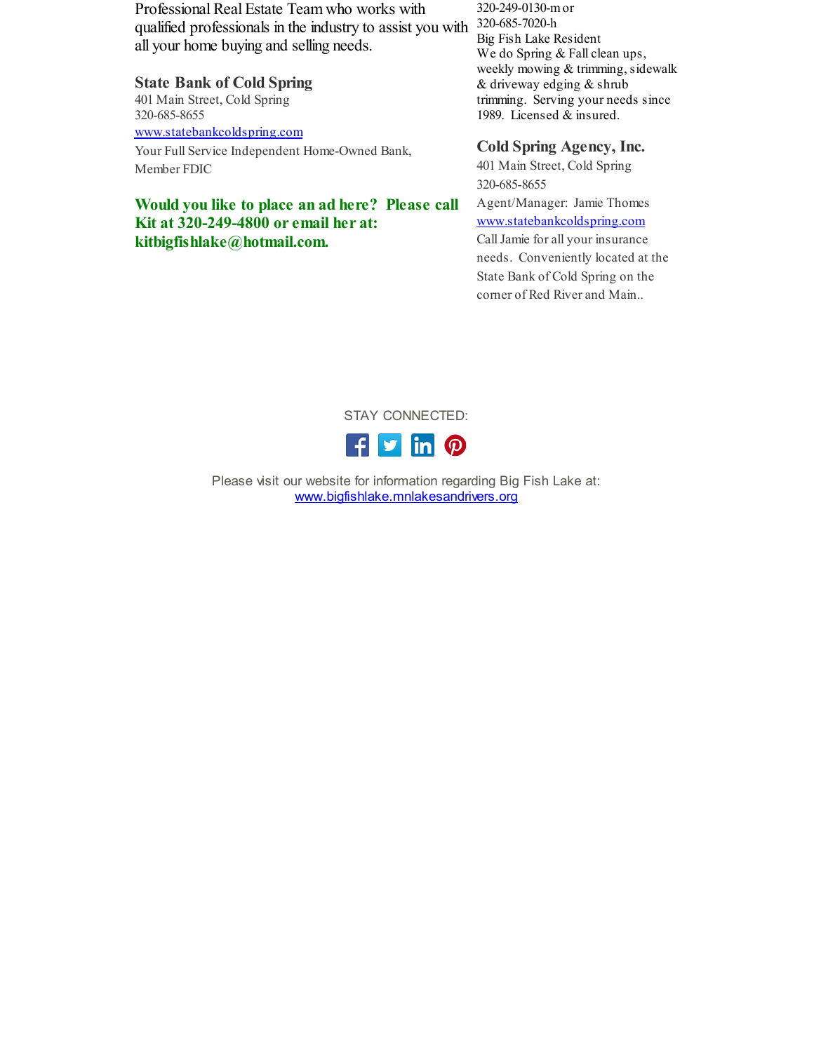Professional Real Estate Team who works with qualified professionals in the industry to assist you with all your home buying and selling needs.

### State Bank of Cold Spring

401 Main Street, Cold Spring
320-685-8655
www.statebankcoldspring.com
Your Full Service Independent Home-Owned Bank, Member FDIC

**Would you like to place an ad here? Please call Kit at 320-249-4800 or email her at: kitbigfishlake@hotmail.com.**

320-249-0130-m or
320-685-7020-h
Big Fish Lake Resident
We do Spring & Fall clean ups, weekly mowing & trimming, sidewalk & driveway edging & shrub trimming. Serving your needs since 1989. Licensed & insured.

### Cold Spring Agency, Inc.

401 Main Street, Cold Spring
320-685-8655
Agent/Manager: Jamie Thomes
www.statebankcoldspring.com
Call Jamie for all your insurance needs. Conveniently located at the State Bank of Cold Spring on the corner of Red River and Main..

STAY CONNECTED:

Please visit our website for information regarding Big Fish Lake at:
www.bigfishlake.mnlakesandrivers.org